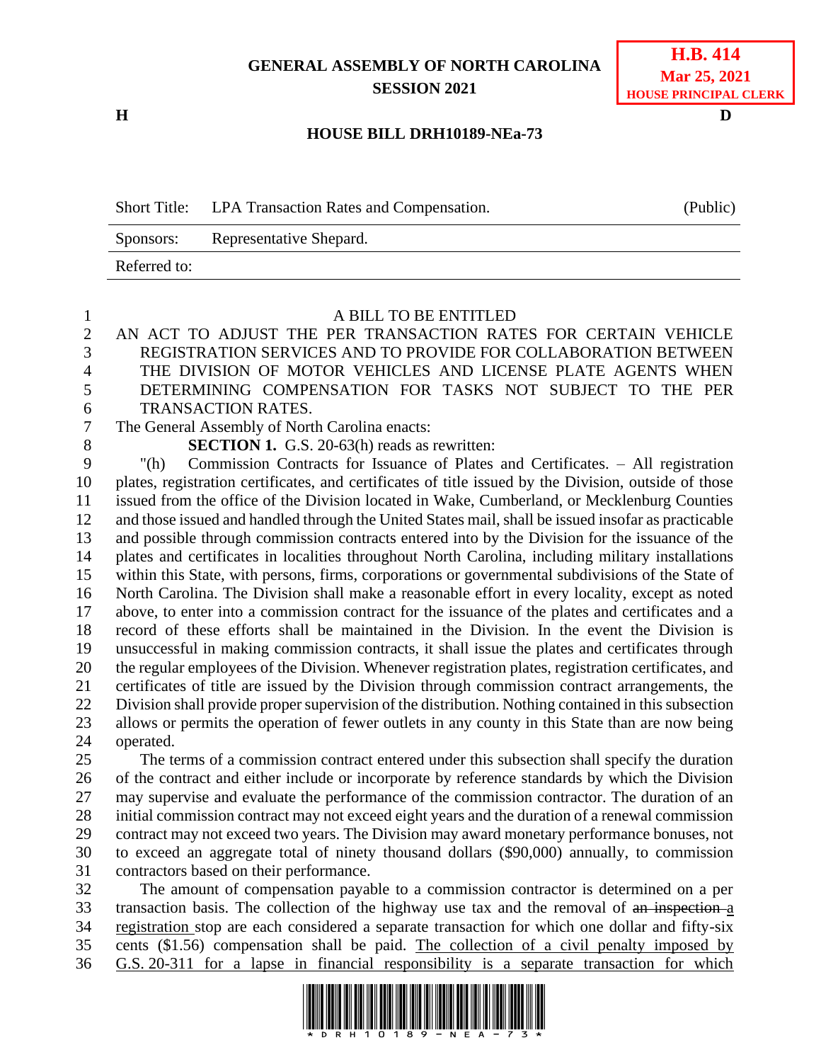GENERAL ASSEMBLY OF NORTH CAROLINA
SESSION 2021

**H.B. 414**
**Mar 25, 2021**
**HOUSE PRINCIPAL CLERK**

H D

**HOUSE BILL DRH10189-NEa-73**

| | | |
|---|---|---|
| Short Title: | LPA Transaction Rates and Compensation. | (Public) |
| Sponsors: | Representative Shepard. | |
| Referred to: | | |

A BILL TO BE ENTITLED

AN ACT TO ADJUST THE PER TRANSACTION RATES FOR CERTAIN VEHICLE REGISTRATION SERVICES AND TO PROVIDE FOR COLLABORATION BETWEEN THE DIVISION OF MOTOR VEHICLES AND LICENSE PLATE AGENTS WHEN DETERMINING COMPENSATION FOR TASKS NOT SUBJECT TO THE PER TRANSACTION RATES.

The General Assembly of North Carolina enacts:

**SECTION 1.** G.S. 20-63(h) reads as rewritten:

"(h) Commission Contracts for Issuance of Plates and Certificates. – All registration plates, registration certificates, and certificates of title issued by the Division, outside of those issued from the office of the Division located in Wake, Cumberland, or Mecklenburg Counties and those issued and handled through the United States mail, shall be issued insofar as practicable and possible through commission contracts entered into by the Division for the issuance of the plates and certificates in localities throughout North Carolina, including military installations within this State, with persons, firms, corporations or governmental subdivisions of the State of North Carolina. The Division shall make a reasonable effort in every locality, except as noted above, to enter into a commission contract for the issuance of the plates and certificates and a record of these efforts shall be maintained in the Division. In the event the Division is unsuccessful in making commission contracts, it shall issue the plates and certificates through the regular employees of the Division. Whenever registration plates, registration certificates, and certificates of title are issued by the Division through commission contract arrangements, the Division shall provide proper supervision of the distribution. Nothing contained in this subsection allows or permits the operation of fewer outlets in any county in this State than are now being operated.

The terms of a commission contract entered under this subsection shall specify the duration of the contract and either include or incorporate by reference standards by which the Division may supervise and evaluate the performance of the commission contractor. The duration of an initial commission contract may not exceed eight years and the duration of a renewal commission contract may not exceed two years. The Division may award monetary performance bonuses, not to exceed an aggregate total of ninety thousand dollars ($90,000) annually, to commission contractors based on their performance.

The amount of compensation payable to a commission contractor is determined on a per transaction basis. The collection of the highway use tax and the removal of ~~an inspection~~ a registration stop are each considered a separate transaction for which one dollar and fifty-six cents ($1.56) compensation shall be paid. The collection of a civil penalty imposed by G.S. 20-311 for a lapse in financial responsibility is a separate transaction for which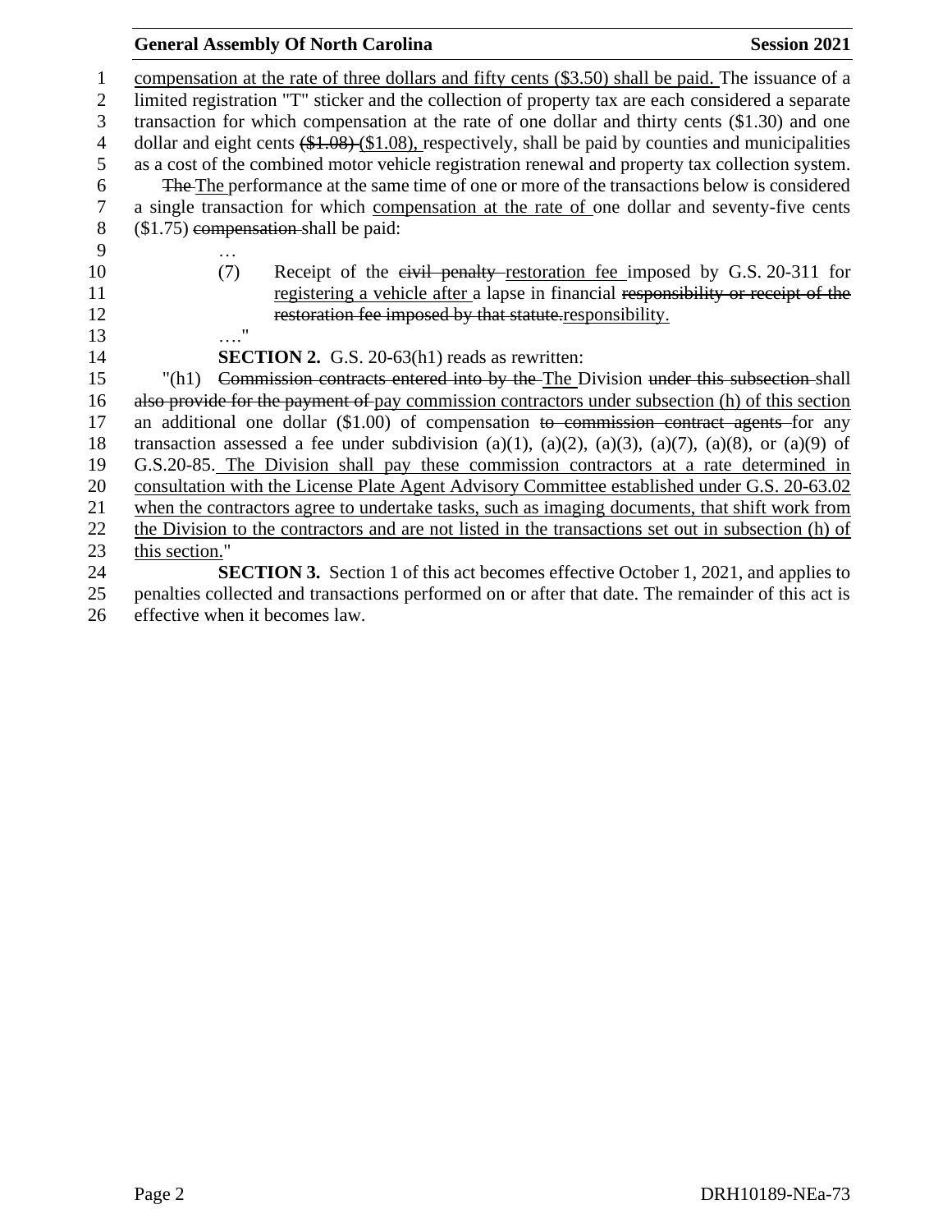compensation at the rate of three dollars and fifty cents ($3.50) shall be paid. The issuance of a limited registration "T" sticker and the collection of property tax are each considered a separate transaction for which compensation at the rate of one dollar and thirty cents ($1.30) and one dollar and eight cents ~~($1.08)~~ ($1.08), respectively, shall be paid by counties and municipalities as a cost of the combined motor vehicle registration renewal and property tax collection system.

~~The~~ The performance at the same time of one or more of the transactions below is considered a single transaction for which compensation at the rate of one dollar and seventy-five cents ($1.75) ~~compensation~~ shall be paid:

…

(7) Receipt of the ~~civil penalty~~ restoration fee imposed by G.S. 20-311 for registering a vehicle after a lapse in financial ~~responsibility or receipt of the restoration fee imposed by that statute.~~responsibility.

…."

**SECTION 2.** G.S. 20-63(h1) reads as rewritten:

"(h1) ~~Commission contracts entered into by the~~ The Division ~~under this subsection~~ shall ~~also provide for the payment of~~ pay commission contractors under subsection (h) of this section an additional one dollar ($1.00) of compensation ~~to commission contract agents~~ for any transaction assessed a fee under subdivision (a)(1), (a)(2), (a)(3), (a)(7), (a)(8), or (a)(9) of G.S.20-85. The Division shall pay these commission contractors at a rate determined in consultation with the License Plate Agent Advisory Committee established under G.S. 20-63.02 when the contractors agree to undertake tasks, such as imaging documents, that shift work from the Division to the contractors and are not listed in the transactions set out in subsection (h) of this section."

**SECTION 3.** Section 1 of this act becomes effective October 1, 2021, and applies to penalties collected and transactions performed on or after that date. The remainder of this act is effective when it becomes law.